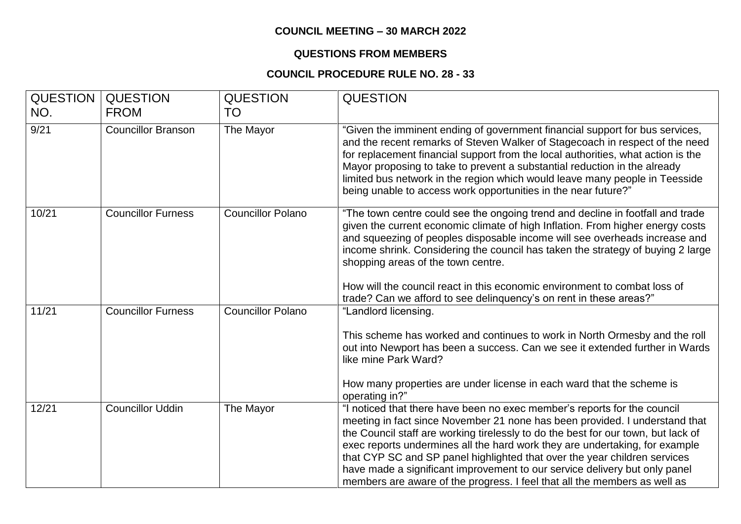**COUNCIL MEETING – 30 MARCH 2022**

**QUESTIONS FROM MEMBERS**

**COUNCIL PROCEDURE RULE NO. 28 - 33**

| QUESTION NO. | QUESTION FROM | QUESTION TO | QUESTION |
|---|---|---|---|
| 9/21 | Councillor Branson | The Mayor | "Given the imminent ending of government financial support for bus services, and the recent remarks of Steven Walker of Stagecoach in respect of the need for replacement financial support from the local authorities, what action is the Mayor proposing to take to prevent a substantial reduction in the already limited bus network in the region which would leave many people in Teesside being unable to access work opportunities in the near future?" |
| 10/21 | Councillor Furness | Councillor Polano | "The town centre could see the ongoing trend and decline in footfall and trade given the current economic climate of high Inflation. From higher energy costs and squeezing of peoples disposable income will see overheads increase and income shrink. Considering the council has taken the strategy of buying 2 large shopping areas of the town centre.<br><br>How will the council react in this economic environment to combat loss of trade? Can we afford to see delinquency's on rent in these areas?" |
| 11/21 | Councillor Furness | Councillor Polano | "Landlord licensing.<br><br>This scheme has worked and continues to work in North Ormesby and the roll out into Newport has been a success. Can we see it extended further in Wards like mine Park Ward?<br><br>How many properties are under license in each ward that the scheme is operating in?" |
| 12/21 | Councillor Uddin | The Mayor | "I noticed that there have been no exec member's reports for the council meeting in fact since November 21 none has been provided. I understand that the Council staff are working tirelessly to do the best for our town, but lack of exec reports undermines all the hard work they are undertaking, for example that CYP SC and SP panel highlighted that over the year children services have made a significant improvement to our service delivery but only panel members are aware of the progress. I feel that all the members as well as |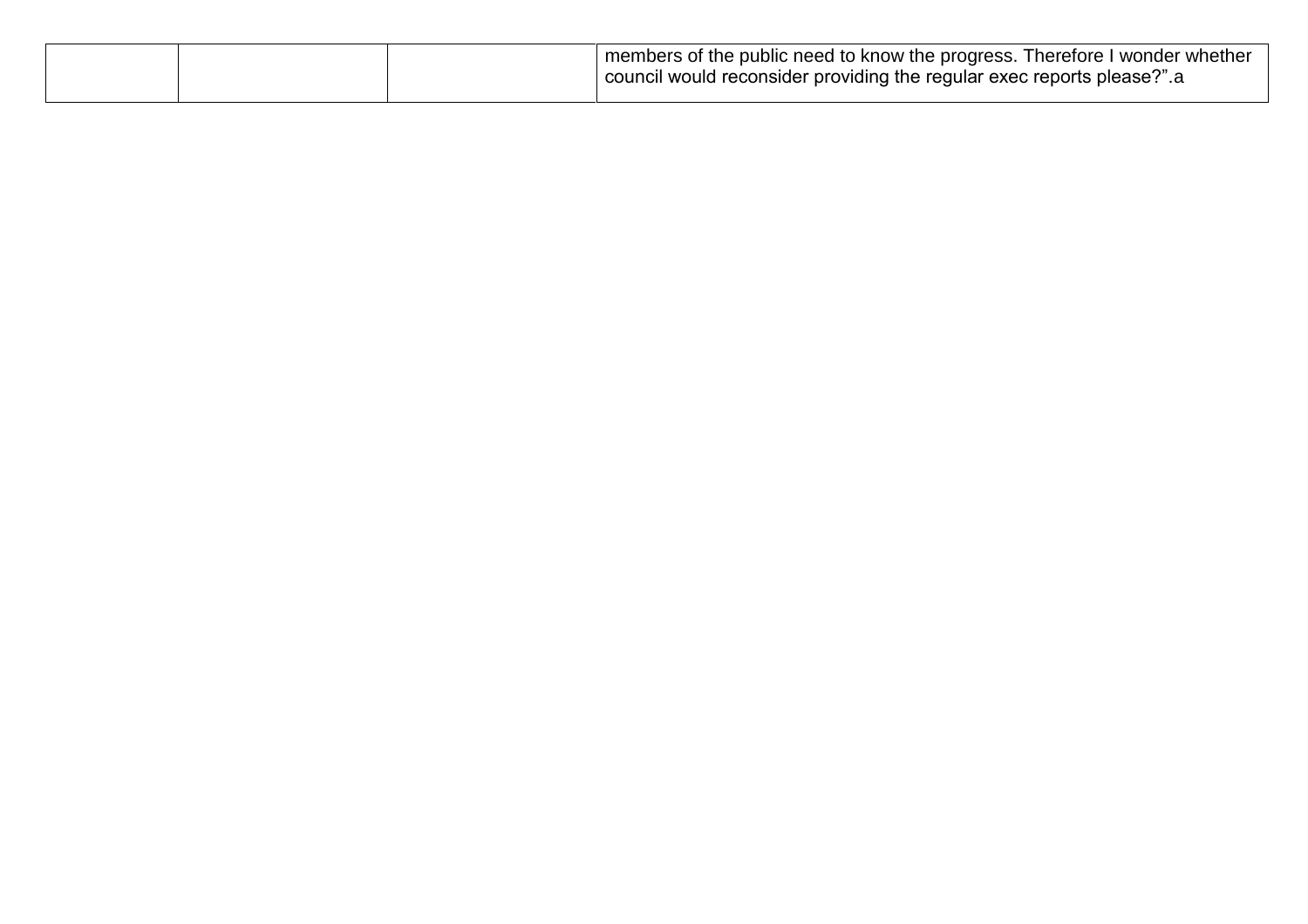| | | | |
|---|---|---|---|
| | | | members of the public need to know the progress. Therefore I wonder whether council would reconsider providing the regular exec reports please?".a |